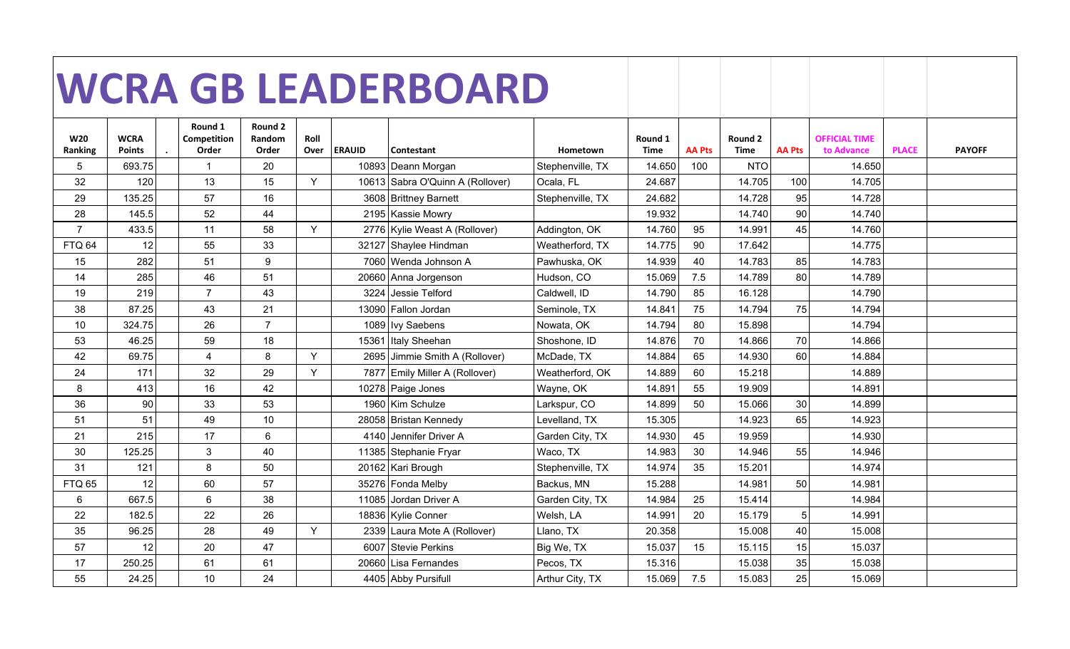# WCRA GB LEADERBOARD

| W20 Ranking | WCRA Points | . | Round 1 Competition Order | Round 2 Random Order | Roll Over | ERAUID | Contestant | Hometown | Round 1 Time | AA Pts | Round 2 Time | AA Pts | OFFICIAL TIME to Advance | PLACE | PAYOFF |
|---|---|---|---|---|---|---|---|---|---|---|---|---|---|---|---|
| 5 | 693.75 | | 1 | 20 | | 10893 | Deann Morgan | Stephenville, TX | 14.650 | 100 | NTO | | 14.650 | | |
| 32 | 120 | | 13 | 15 | Y | 10613 | Sabra O'Quinn A (Rollover) | Ocala, FL | 24.687 | | 14.705 | 100 | 14.705 | | |
| 29 | 135.25 | | 57 | 16 | | 3608 | Brittney Barnett | Stephenville, TX | 24.682 | | 14.728 | 95 | 14.728 | | |
| 28 | 145.5 | | 52 | 44 | | 2195 | Kassie Mowry | | 19.932 | | 14.740 | 90 | 14.740 | | |
| 7 | 433.5 | | 11 | 58 | Y | 2776 | Kylie Weast A (Rollover) | Addington, OK | 14.760 | 95 | 14.991 | 45 | 14.760 | | |
| FTQ 64 | 12 | | 55 | 33 | | 32127 | Shaylee Hindman | Weatherford, TX | 14.775 | 90 | 17.642 | | 14.775 | | |
| 15 | 282 | | 51 | 9 | | 7060 | Wenda Johnson A | Pawhuska, OK | 14.939 | 40 | 14.783 | 85 | 14.783 | | |
| 14 | 285 | | 46 | 51 | | 20660 | Anna Jorgenson | Hudson, CO | 15.069 | 7.5 | 14.789 | 80 | 14.789 | | |
| 19 | 219 | | 7 | 43 | | 3224 | Jessie Telford | Caldwell, ID | 14.790 | 85 | 16.128 | | 14.790 | | |
| 38 | 87.25 | | 43 | 21 | | 13090 | Fallon Jordan | Seminole, TX | 14.841 | 75 | 14.794 | 75 | 14.794 | | |
| 10 | 324.75 | | 26 | 7 | | 1089 | Ivy Saebens | Nowata, OK | 14.794 | 80 | 15.898 | | 14.794 | | |
| 53 | 46.25 | | 59 | 18 | | 15361 | Italy Sheehan | Shoshone, ID | 14.876 | 70 | 14.866 | 70 | 14.866 | | |
| 42 | 69.75 | | 4 | 8 | Y | 2695 | Jimmie Smith A (Rollover) | McDade, TX | 14.884 | 65 | 14.930 | 60 | 14.884 | | |
| 24 | 171 | | 32 | 29 | Y | 7877 | Emily Miller A (Rollover) | Weatherford, OK | 14.889 | 60 | 15.218 | | 14.889 | | |
| 8 | 413 | | 16 | 42 | | 10278 | Paige Jones | Wayne, OK | 14.891 | 55 | 19.909 | | 14.891 | | |
| 36 | 90 | | 33 | 53 | | 1960 | Kim Schulze | Larkspur, CO | 14.899 | 50 | 15.066 | 30 | 14.899 | | |
| 51 | 51 | | 49 | 10 | | 28058 | Bristan Kennedy | Levelland, TX | 15.305 | | 14.923 | 65 | 14.923 | | |
| 21 | 215 | | 17 | 6 | | 4140 | Jennifer Driver A | Garden City, TX | 14.930 | 45 | 19.959 | | 14.930 | | |
| 30 | 125.25 | | 3 | 40 | | 11385 | Stephanie Fryar | Waco, TX | 14.983 | 30 | 14.946 | 55 | 14.946 | | |
| 31 | 121 | | 8 | 50 | | 20162 | Kari Brough | Stephenville, TX | 14.974 | 35 | 15.201 | | 14.974 | | |
| FTQ 65 | 12 | | 60 | 57 | | 35276 | Fonda Melby | Backus, MN | 15.288 | | 14.981 | 50 | 14.981 | | |
| 6 | 667.5 | | 6 | 38 | | 11085 | Jordan Driver A | Garden City, TX | 14.984 | 25 | 15.414 | | 14.984 | | |
| 22 | 182.5 | | 22 | 26 | | 18836 | Kylie Conner | Welsh, LA | 14.991 | 20 | 15.179 | 5 | 14.991 | | |
| 35 | 96.25 | | 28 | 49 | Y | 2339 | Laura Mote A (Rollover) | Llano, TX | 20.358 | | 15.008 | 40 | 15.008 | | |
| 57 | 12 | | 20 | 47 | | 6007 | Stevie Perkins | Big We, TX | 15.037 | 15 | 15.115 | 15 | 15.037 | | |
| 17 | 250.25 | | 61 | 61 | | 20660 | Lisa Fernandes | Pecos, TX | 15.316 | | 15.038 | 35 | 15.038 | | |
| 55 | 24.25 | | 10 | 24 | | 4405 | Abby Pursifull | Arthur City, TX | 15.069 | 7.5 | 15.083 | 25 | 15.069 | | |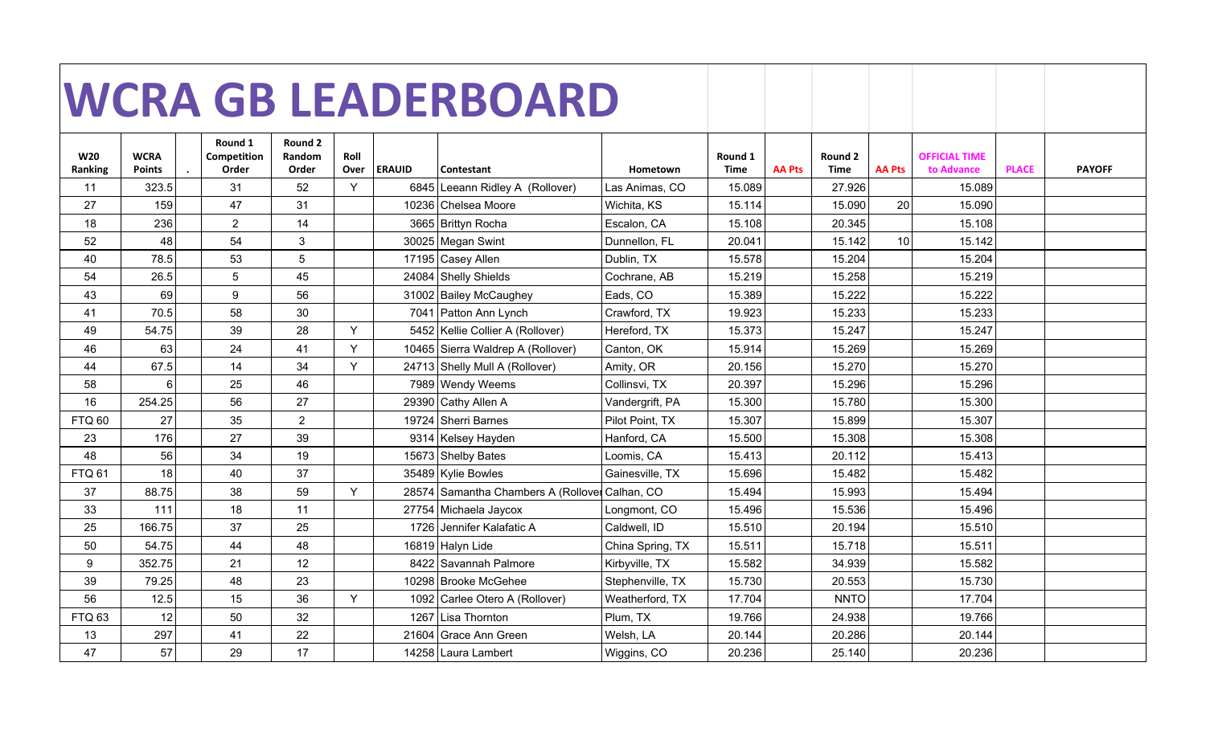# WCRA GB LEADERBOARD

| W20 Ranking | WCRA Points | . | Round 1 Competition Order | Round 2 Random Order | Roll Over | ERAUID | Contestant | Hometown | Round 1 Time | AA Pts | Round 2 Time | AA Pts | OFFICIAL TIME to Advance | PLACE | PAYOFF |
|---|---|---|---|---|---|---|---|---|---|---|---|---|---|---|---|
| 11 | 323.5 | | 31 | 52 | Y | 6845 | Leeann Ridley A (Rollover) | Las Animas, CO | 15.089 | | 27.926 | | 15.089 | | |
| 27 | 159 | | 47 | 31 | | 10236 | Chelsea Moore | Wichita, KS | 15.114 | | 15.090 | 20 | 15.090 | | |
| 18 | 236 | | 2 | 14 | | 3665 | Brittyn Rocha | Escalon, CA | 15.108 | | 20.345 | | 15.108 | | |
| 52 | 48 | | 54 | 3 | | 30025 | Megan Swint | Dunnellon, FL | 20.041 | | 15.142 | 10 | 15.142 | | |
| 40 | 78.5 | | 53 | 5 | | 17195 | Casey Allen | Dublin, TX | 15.578 | | 15.204 | | 15.204 | | |
| 54 | 26.5 | | 5 | 45 | | 24084 | Shelly Shields | Cochrane, AB | 15.219 | | 15.258 | | 15.219 | | |
| 43 | 69 | | 9 | 56 | | 31002 | Bailey McCaughey | Eads, CO | 15.389 | | 15.222 | | 15.222 | | |
| 41 | 70.5 | | 58 | 30 | | 7041 | Patton Ann Lynch | Crawford, TX | 19.923 | | 15.233 | | 15.233 | | |
| 49 | 54.75 | | 39 | 28 | Y | 5452 | Kellie Collier A (Rollover) | Hereford, TX | 15.373 | | 15.247 | | 15.247 | | |
| 46 | 63 | | 24 | 41 | Y | 10465 | Sierra Waldrep A (Rollover) | Canton, OK | 15.914 | | 15.269 | | 15.269 | | |
| 44 | 67.5 | | 14 | 34 | Y | 24713 | Shelly Mull A (Rollover) | Amity, OR | 20.156 | | 15.270 | | 15.270 | | |
| 58 | 6 | | 25 | 46 | | 7989 | Wendy Weems | Collinsvi, TX | 20.397 | | 15.296 | | 15.296 | | |
| 16 | 254.25 | | 56 | 27 | | 29390 | Cathy Allen A | Vandergrift, PA | 15.300 | | 15.780 | | 15.300 | | |
| FTQ 60 | 27 | | 35 | 2 | | 19724 | Sherri Barnes | Pilot Point, TX | 15.307 | | 15.899 | | 15.307 | | |
| 23 | 176 | | 27 | 39 | | 9314 | Kelsey Hayden | Hanford, CA | 15.500 | | 15.308 | | 15.308 | | |
| 48 | 56 | | 34 | 19 | | 15673 | Shelby Bates | Loomis, CA | 15.413 | | 20.112 | | 15.413 | | |
| FTQ 61 | 18 | | 40 | 37 | | 35489 | Kylie Bowles | Gainesville, TX | 15.696 | | 15.482 | | 15.482 | | |
| 37 | 88.75 | | 38 | 59 | Y | 28574 | Samantha Chambers A (Rollover | Calhan, CO | 15.494 | | 15.993 | | 15.494 | | |
| 33 | 111 | | 18 | 11 | | 27754 | Michaela Jaycox | Longmont, CO | 15.496 | | 15.536 | | 15.496 | | |
| 25 | 166.75 | | 37 | 25 | | 1726 | Jennifer Kalafatic A | Caldwell, ID | 15.510 | | 20.194 | | 15.510 | | |
| 50 | 54.75 | | 44 | 48 | | 16819 | Halyn Lide | China Spring, TX | 15.511 | | 15.718 | | 15.511 | | |
| 9 | 352.75 | | 21 | 12 | | 8422 | Savannah Palmore | Kirbyville, TX | 15.582 | | 34.939 | | 15.582 | | |
| 39 | 79.25 | | 48 | 23 | | 10298 | Brooke McGehee | Stephenville, TX | 15.730 | | 20.553 | | 15.730 | | |
| 56 | 12.5 | | 15 | 36 | Y | 1092 | Carlee Otero A (Rollover) | Weatherford, TX | 17.704 | | NNTO | | 17.704 | | |
| FTQ 63 | 12 | | 50 | 32 | | 1267 | Lisa Thornton | Plum, TX | 19.766 | | 24.938 | | 19.766 | | |
| 13 | 297 | | 41 | 22 | | 21604 | Grace Ann Green | Welsh, LA | 20.144 | | 20.286 | | 20.144 | | |
| 47 | 57 | | 29 | 17 | | 14258 | Laura Lambert | Wiggins, CO | 20.236 | | 25.140 | | 20.236 | | |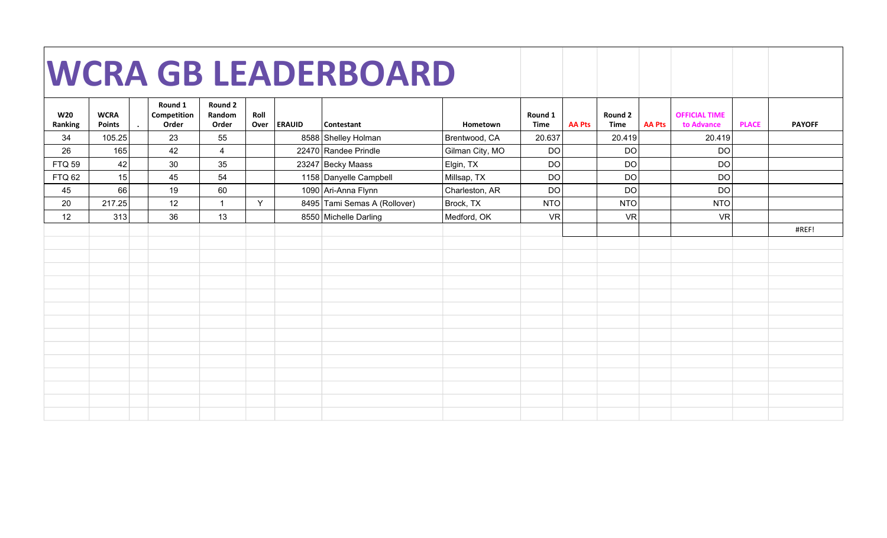# WCRA GB LEADERBOARD

| W20 Ranking | WCRA Points | . | Round 1 Competition Order | Round 2 Random Order | Roll Over | ERAUID | Contestant | Hometown | Round 1 Time | AA Pts | Round 2 Time | AA Pts | OFFICIAL TIME to Advance | PLACE | PAYOFF |
|---|---|---|---|---|---|---|---|---|---|---|---|---|---|---|---|
| 34 | 105.25 | | 23 | 55 | | 8588 | Shelley Holman | Brentwood, CA | 20.637 | | 20.419 | | 20.419 | | |
| 26 | 165 | | 42 | 4 | | 22470 | Randee Prindle | Gilman City, MO | DO | | DO | | DO | | |
| FTQ 59 | 42 | | 30 | 35 | | 23247 | Becky Maass | Elgin, TX | DO | | DO | | DO | | |
| FTQ 62 | 15 | | 45 | 54 | | 1158 | Danyelle Campbell | Millsap, TX | DO | | DO | | DO | | |
| 45 | 66 | | 19 | 60 | | 1090 | Ari-Anna Flynn | Charleston, AR | DO | | DO | | DO | | |
| 20 | 217.25 | | 12 | 1 | Y | 8495 | Tami Semas A (Rollover) | Brock, TX | NTO | | NTO | | NTO | | |
| 12 | 313 | | 36 | 13 | | 8550 | Michelle Darling | Medford, OK | VR | | VR | | VR | | |
| | | | | | | | | | | | | | | | #REF! |